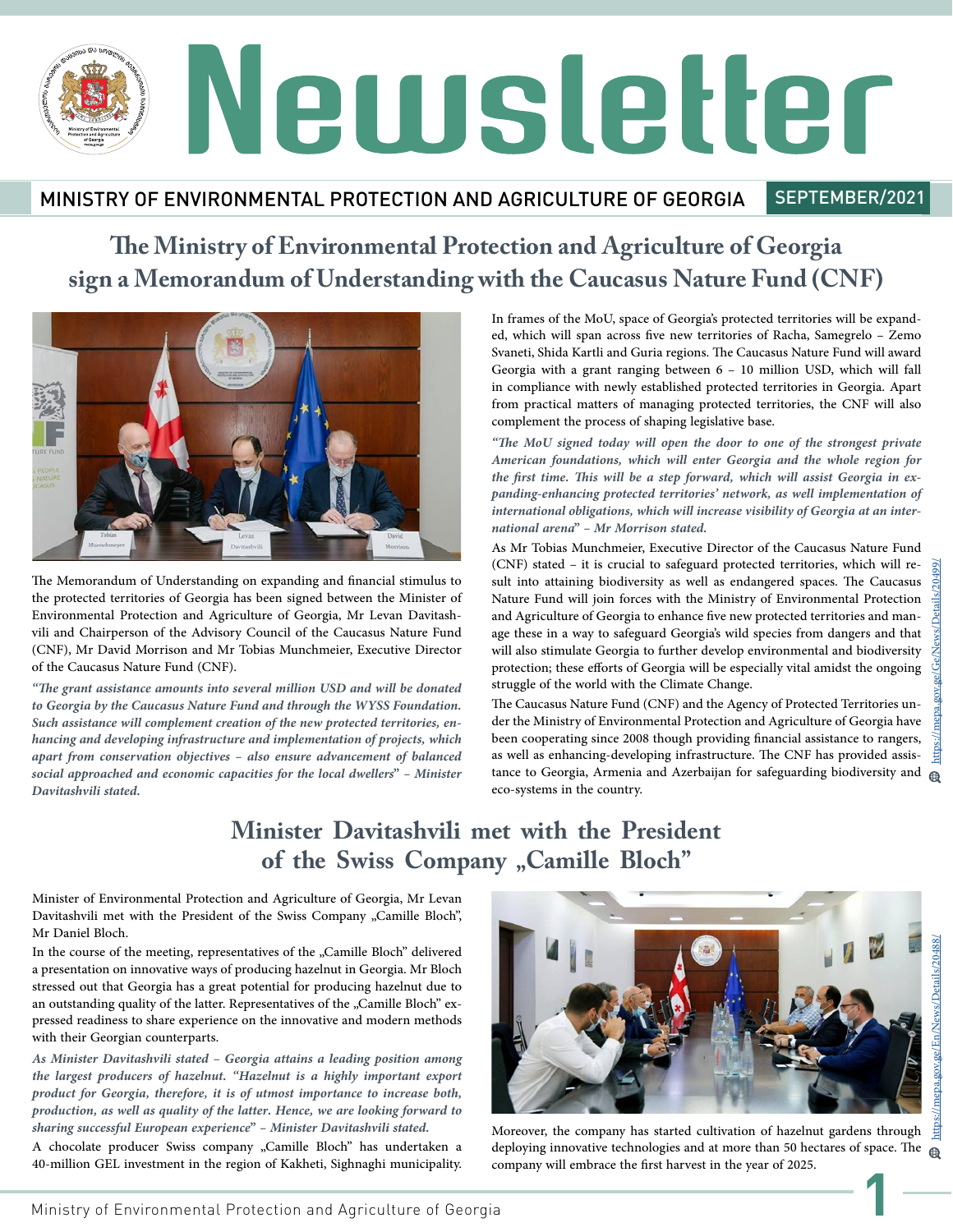# Newsletter

MINISTRY OF ENVIRONMENTAL PROTECTION AND AGRICULTURE OF GEORGIA SEPTEMBER/2021

## The Ministry of Environmental Protection and Agriculture of Georgia sign a Memorandum of Understanding with the Caucasus Nature Fund (CNF)

The Memorandum of Understanding on expanding and financial stimulus to the protected territories of Georgia has been signed between the Minister of Environmental Protection and Agriculture of Georgia, Mr Levan Davitashvili and Chairperson of the Advisory Council of the Caucasus Nature Fund (CNF), Mr David Morrison and Mr Tobias Munchmeier, Executive Director of the Caucasus Nature Fund (CNF).

*"The grant assistance amounts into several million USD and will be donated to Georgia by the Caucasus Nature Fund and through the WYSS Foundation. Such assistance will complement creation of the new protected territories, enhancing and developing infrastructure and implementation of projects, which apart from conservation objectives – also ensure advancement of balanced social approached and economic capacities for the local dwellers" – Minister Davitashvili stated.*

In frames of the MoU, space of Georgia's protected territories will be expanded, which will span across five new territories of Racha, Samegrelo – Zemo Svaneti, Shida Kartli and Guria regions. The Caucasus Nature Fund will award Georgia with a grant ranging between 6 – 10 million USD, which will fall in compliance with newly established protected territories in Georgia. Apart from practical matters of managing protected territories, the CNF will also complement the process of shaping legislative base.

*"The MoU signed today will open the door to one of the strongest private American foundations, which will enter Georgia and the whole region for the first time. This will be a step forward, which will assist Georgia in expanding-enhancing protected territories' network, as well implementation of international obligations, which will increase visibility of Georgia at an international arena" – Mr Morrison stated.*

As Mr Tobias Munchmeier, Executive Director of the Caucasus Nature Fund (CNF) stated – it is crucial to safeguard protected territories, which will result into attaining biodiversity as well as endangered spaces. The Caucasus Nature Fund will join forces with the Ministry of Environmental Protection and Agriculture of Georgia to enhance five new protected territories and manage these in a way to safeguard Georgia's wild species from dangers and that will also stimulate Georgia to further develop environmental and biodiversity protection; these efforts of Georgia will be especially vital amidst the ongoing struggle of the world with the Climate Change.

The Caucasus Nature Fund (CNF) and the Agency of Protected Territories under the Ministry of Environmental Protection and Agriculture of Georgia have been cooperating since 2008 though providing financial assistance to rangers, as well as enhancing-developing infrastructure. The CNF has provided assistance to Georgia, Armenia and Azerbaijan for safeguarding biodiversity and eco-systems in the country.

https://mepa.gov.ge/Ge/News/Details/20499/

## Minister Davitashvili met with the President of the Swiss Company „Camille Bloch"

Minister of Environmental Protection and Agriculture of Georgia, Mr Levan Davitashvili met with the President of the Swiss Company „Camille Bloch", Mr Daniel Bloch.

In the course of the meeting, representatives of the „Camille Bloch" delivered a presentation on innovative ways of producing hazelnut in Georgia. Mr Bloch stressed out that Georgia has a great potential for producing hazelnut due to an outstanding quality of the latter. Representatives of the „Camille Bloch" expressed readiness to share experience on the innovative and modern methods with their Georgian counterparts.

*As Minister Davitashvili stated – Georgia attains a leading position among the largest producers of hazelnut. "Hazelnut is a highly important export product for Georgia, therefore, it is of utmost importance to increase both, production, as well as quality of the latter. Hence, we are looking forward to sharing successful European experience" – Minister Davitashvili stated.*

A chocolate producer Swiss company „Camille Bloch" has undertaken a 40-million GEL investment in the region of Kakheti, Signaghi municipality.

Moreover, the company has started cultivation of hazelnut gardens through deploying innovative technologies and at more than 50 hectares of space. The company will embrace the first harvest in the year of 2025.

https://mepa.gov.ge/En/News/Details/20488/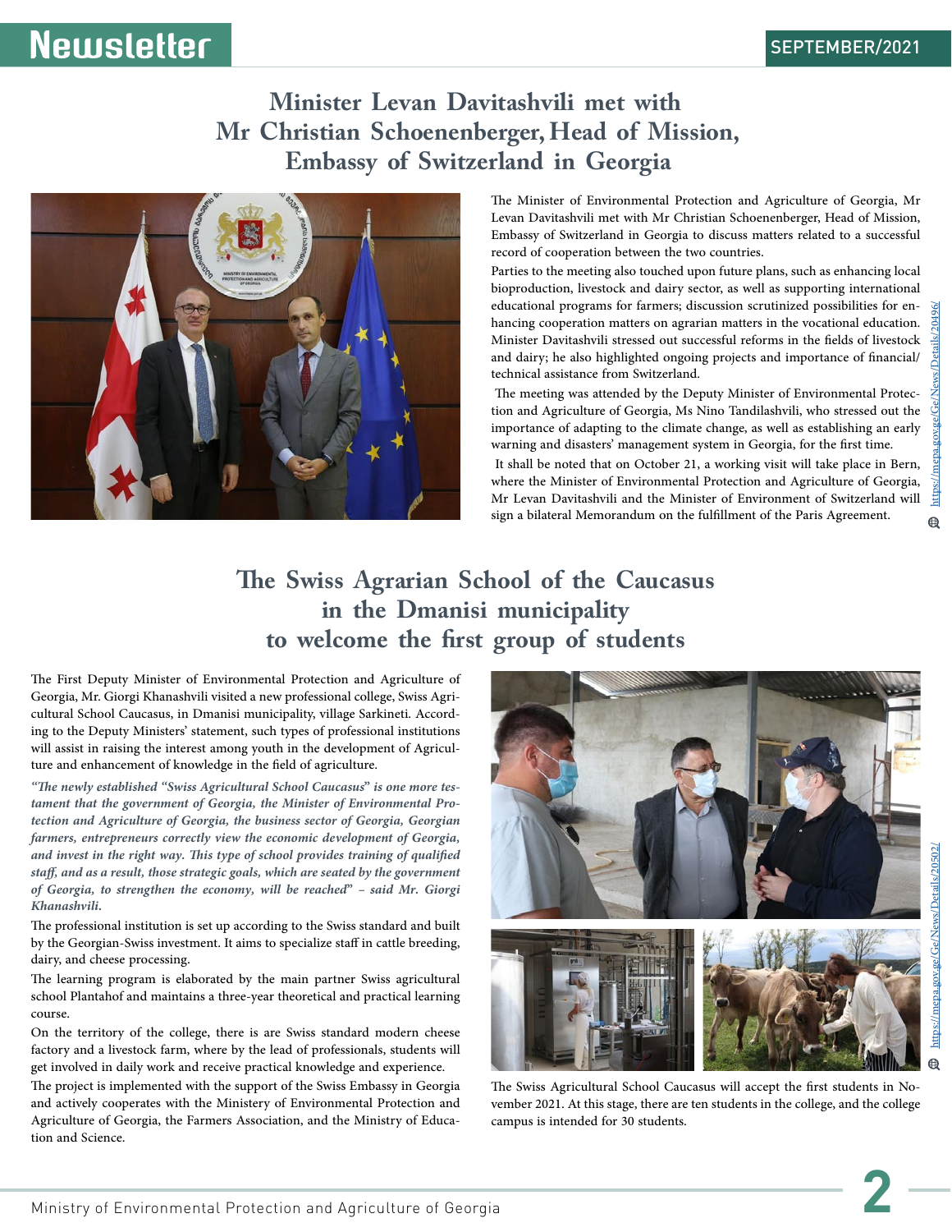# Minister Levan Davitashvili met with Mr Christian Schoenenberger, Head of Mission, Embassy of Switzerland in Georgia

The Minister of Environmental Protection and Agriculture of Georgia, Mr Levan Davitashvili met with Mr Christian Schoenenberger, Head of Mission, Embassy of Switzerland in Georgia to discuss matters related to a successful record of cooperation between the two countries.

Parties to the meeting also touched upon future plans, such as enhancing local bioproduction, livestock and dairy sector, as well as supporting international educational programs for farmers; discussion scrutinized possibilities for enhancing cooperation matters on agrarian matters in the vocational education. Minister Davitashvili stressed out successful reforms in the fields of livestock and dairy; he also highlighted ongoing projects and importance of financial/technical assistance from Switzerland.

The meeting was attended by the Deputy Minister of Environmental Protection and Agriculture of Georgia, Ms Nino Tandilashvili, who stressed out the importance of adapting to the climate change, as well as establishing an early warning and disasters' management system in Georgia, for the first time.

It shall be noted that on October 21, a working visit will take place in Bern, where the Minister of Environmental Protection and Agriculture of Georgia, Mr Levan Davitashvili and the Minister of Environment of Switzerland will sign a bilateral Memorandum on the fulfillment of the Paris Agreement.

https://mepa.gov.ge/Ge/News/Details/20496/

# The Swiss Agrarian School of the Caucasus in the Dmanisi municipality to welcome the first group of students

The First Deputy Minister of Environmental Protection and Agriculture of Georgia, Mr. Giorgi Khanashvili visited a new professional college, Swiss Agricultural School Caucasus, in Dmanisi municipality, village Sarkineti. According to the Deputy Ministers' statement, such types of professional institutions will assist in raising the interest among youth in the development of Agriculture and enhancement of knowledge in the field of agriculture.

***"The newly established "Swiss Agricultural School Caucasus" is one more testament that the government of Georgia, the Minister of Environmental Protection and Agriculture of Georgia, the business sector of Georgia, Georgian farmers, entrepreneurs correctly view the economic development of Georgia, and invest in the right way. This type of school provides training of qualified staff, and as a result, those strategic goals, which are seated by the government of Georgia, to strengthen the economy, will be reached" – said Mr. Giorgi Khanashvili.***

The professional institution is set up according to the Swiss standard and built by the Georgian-Swiss investment. It aims to specialize staff in cattle breeding, dairy, and cheese processing.

The learning program is elaborated by the main partner Swiss agricultural school Plantahof and maintains a three-year theoretical and practical learning course.

On the territory of the college, there is are Swiss standard modern cheese factory and a livestock farm, where by the lead of professionals, students will get involved in daily work and receive practical knowledge and experience.

The project is implemented with the support of the Swiss Embassy in Georgia and actively cooperates with the Ministry of Environmental Protection and Agriculture of Georgia, the Farmers Association, and the Ministry of Education and Science.

The Swiss Agricultural School Caucasus will accept the first students in November 2021. At this stage, there are ten students in the college, and the college campus is intended for 30 students.

https://mepa.gov.ge/Ge/News/Details/20502/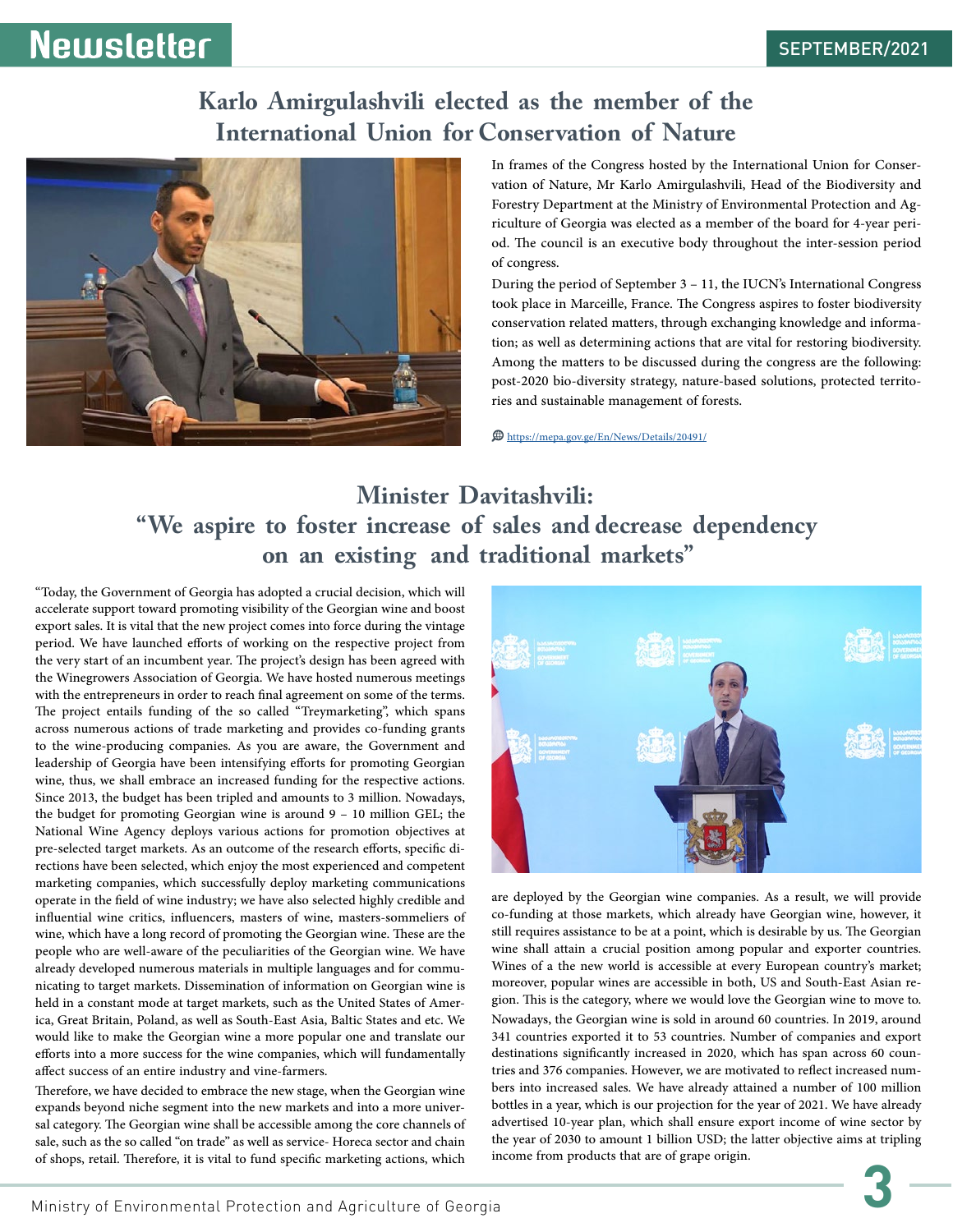# Karlo Amirgulashvili elected as the member of the International Union for Conservation of Nature

In frames of the Congress hosted by the International Union for Conservation of Nature, Mr Karlo Amirgulashvili, Head of the Biodiversity and Forestry Department at the Ministry of Environmental Protection and Agriculture of Georgia was elected as a member of the board for 4-year period. The council is an executive body throughout the inter-session period of congress.

During the period of September 3 – 11, the IUCN's International Congress took place in Marceille, France. The Congress aspires to foster biodiversity conservation related matters, through exchanging knowledge and information; as well as determining actions that are vital for restoring biodiversity. Among the matters to be discussed during the congress are the following: post-2020 bio-diversity strategy, nature-based solutions, protected territories and sustainable management of forests.

https://mepa.gov.ge/En/News/Details/20491/

# Minister Davitashvili: "We aspire to foster increase of sales and decrease dependency on an existing and traditional markets"

"Today, the Government of Georgia has adopted a crucial decision, which will accelerate support toward promoting visibility of the Georgian wine and boost export sales. It is vital that the new project comes into force during the vintage period. We have launched efforts of working on the respective project from the very start of an incumbent year. The project's design has been agreed with the Winegrowers Association of Georgia. We have hosted numerous meetings with the entrepreneurs in order to reach final agreement on some of the terms. The project entails funding of the so called "Treymarketing", which spans across numerous actions of trade marketing and provides co-funding grants to the wine-producing companies. As you are aware, the Government and leadership of Georgia have been intensifying efforts for promoting Georgian wine, thus, we shall embrace an increased funding for the respective actions. Since 2013, the budget has been tripled and amounts to 3 million. Nowadays, the budget for promoting Georgian wine is around 9 – 10 million GEL; the National Wine Agency deploys various actions for promotion objectives at pre-selected target markets. As an outcome of the research efforts, specific directions have been selected, which enjoy the most experienced and competent marketing companies, which successfully deploy marketing communications operate in the field of wine industry; we have also selected highly credible and influential wine critics, influencers, masters of wine, masters-sommeliers of wine, which have a long record of promoting the Georgian wine. These are the people who are well-aware of the peculiarities of the Georgian wine. We have already developed numerous materials in multiple languages and for communicating to target markets. Dissemination of information on Georgian wine is held in a constant mode at target markets, such as the United States of America, Great Britain, Poland, as well as South-East Asia, Baltic States and etc. We would like to make the Georgian wine a more popular one and translate our efforts into a more success for the wine companies, which will fundamentally affect success of an entire industry and vine-farmers.

Therefore, we have decided to embrace the new stage, when the Georgian wine expands beyond niche segment into the new markets and into a more universal category. The Georgian wine shall be accessible among the core channels of sale, such as the so called "on trade" as well as service- Horeca sector and chain of shops, retail. Therefore, it is vital to fund specific marketing actions, which are deployed by the Georgian wine companies. As a result, we will provide co-funding at those markets, which already have Georgian wine, however, it still requires assistance to be at a point, which is desirable by us. The Georgian wine shall attain a crucial position among popular and exporter countries. Wines of a the new world is accessible at every European country's market; moreover, popular wines are accessible in both, US and South-East Asian region. This is the category, where we would love the Georgian wine to move to. Nowadays, the Georgian wine is sold in around 60 countries. In 2019, around 341 countries exported it to 53 countries. Number of companies and export destinations significantly increased in 2020, which has span across 60 countries and 376 companies. However, we are motivated to reflect increased numbers into increased sales. We have already attained a number of 100 million bottles in a year, which is our projection for the year of 2021. We have already advertised 10-year plan, which shall ensure export income of wine sector by the year of 2030 to amount 1 billion USD; the latter objective aims at tripling income from products that are of grape origin.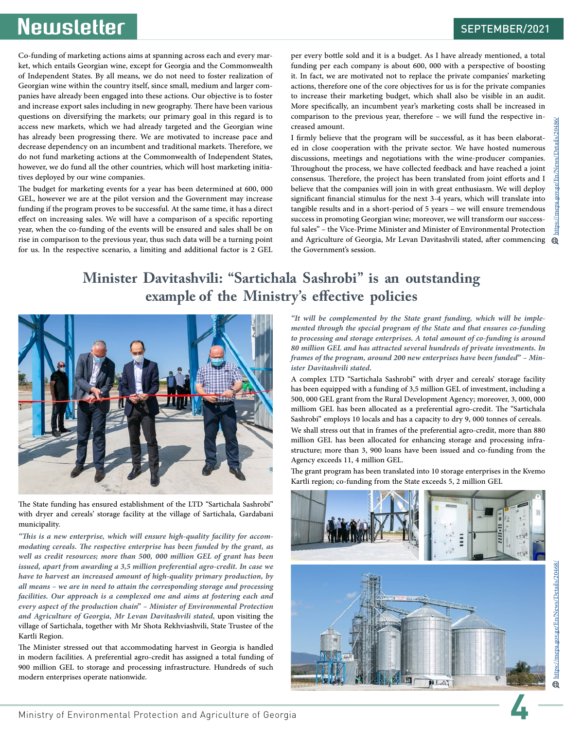Co-funding of marketing actions aims at spanning across each and every market, which entails Georgian wine, except for Georgia and the Commonwealth of Independent States. By all means, we do not need to foster realization of Georgian wine within the country itself, since small, medium and larger companies have already been engaged into these actions. Our objective is to foster and increase export sales including in new geography. There have been various questions on diversifying the markets; our primary goal in this regard is to access new markets, which we had already targeted and the Georgian wine has already been progressing there. We are motivated to increase pace and decrease dependency on an incumbent and traditional markets. Therefore, we do not fund marketing actions at the Commonwealth of Independent States, however, we do fund all the other countries, which will host marketing initiatives deployed by our wine companies.

The budget for marketing events for a year has been determined at 600, 000 GEL, however we are at the pilot version and the Government may increase funding if the program proves to be successful. At the same time, it has a direct effect on increasing sales. We will have a comparison of a specific reporting year, when the co-funding of the events will be ensured and sales shall be on rise in comparison to the previous year, thus such data will be a turning point for us. In the respective scenario, a limiting and additional factor is 2 GEL per every bottle sold and it is a budget. As I have already mentioned, a total funding per each company is about 600, 000 with a perspective of boosting it. In fact, we are motivated not to replace the private companies' marketing actions, therefore one of the core objectives for us is for the private companies to increase their marketing budget, which shall also be visible in an audit. More specifically, an incumbent year's marketing costs shall be increased in comparison to the previous year, therefore – we will fund the respective increased amount.

I firmly believe that the program will be successful, as it has been elaborated in close cooperation with the private sector. We have hosted numerous discussions, meetings and negotiations with the wine-producer companies. Throughout the process, we have collected feedback and have reached a joint consensus. Therefore, the project has been translated from joint efforts and I believe that the companies will join in with great enthusiasm. We will deploy significant financial stimulus for the next 3-4 years, which will translate into tangible results and in a short-period of 5 years – we will ensure tremendous success in promoting Georgian wine; moreover, we will transform our successful sales" – the Vice-Prime Minister and Minister of Environmental Protection and Agriculture of Georgia, Mr Levan Davitashvili stated, after commencing the Government's session.

https://mepa.gov.ge/En/News/Details/20486/

## Minister Davitashvili: "Sartichala Sashrobi" is an outstanding example of the Ministry's effective policies

The State funding has ensured establishment of the LTD "Sartichala Sashrobi" with dryer and cereals' storage facility at the village of Sartichala, Gardabani municipality.

***"This is a new enterprise, which will ensure high-quality facility for accommodating cereals. The respective enterprise has been funded by the grant, as well as credit resources; more than 500, 000 million GEL of grant has been issued, apart from awarding a 3,5 million preferential agro-credit. In case we have to harvest an increased amount of high-quality primary production, by all means – we are in need to attain the corresponding storage and processing facilities. Our approach is a complexed one and aims at fostering each and every aspect of the production chain" – Minister of Environmental Protection and Agriculture of Georgia, Mr Levan Davitashvili stated,*** upon visiting the village of Sartichala, together with Mr Shota Rekhviashvili, State Trustee of the Kartli Region.

The Minister stressed out that accommodating harvest in Georgia is handled in modern facilities. A preferential agro-credit has assigned a total funding of 900 million GEL to storage and processing infrastructure. Hundreds of such modern enterprises operate nationwide.

***"It will be complemented by the State grant funding, which will be implemented through the special program of the State and that ensures co-funding to processing and storage enterprises. A total amount of co-funding is around 80 million GEL and has attracted several hundreds of private investments. In frames of the program, around 200 new enterprises have been funded" – Minister Davitashvili stated.***

A complex LTD "Sartichala Sashrobi" with dryer and cereals' storage facility has been equipped with a funding of 3,5 million GEL of investment, including a 500, 000 GEL grant from the Rural Development Agency; moreover, 3, 000, 000 milliom GEL has been allocated as a preferential agro-credit. The "Sartichala Sashrobi" employs 10 locals and has a capacity to dry 9, 000 tonnes of cereals.

We shall stress out that in frames of the preferential agro-credit, more than 880 million GEL has been allocated for enhancing storage and processing infrastructure; more than 3, 900 loans have been issued and co-funding from the Agency exceeds 11, 4 million GEL.

The grant program has been translated into 10 storage enterprises in the Kvemo Kartli region; co-funding from the State exceeds 5, 2 million GEL

https://mepa.gov.ge/En/News/Details/20468/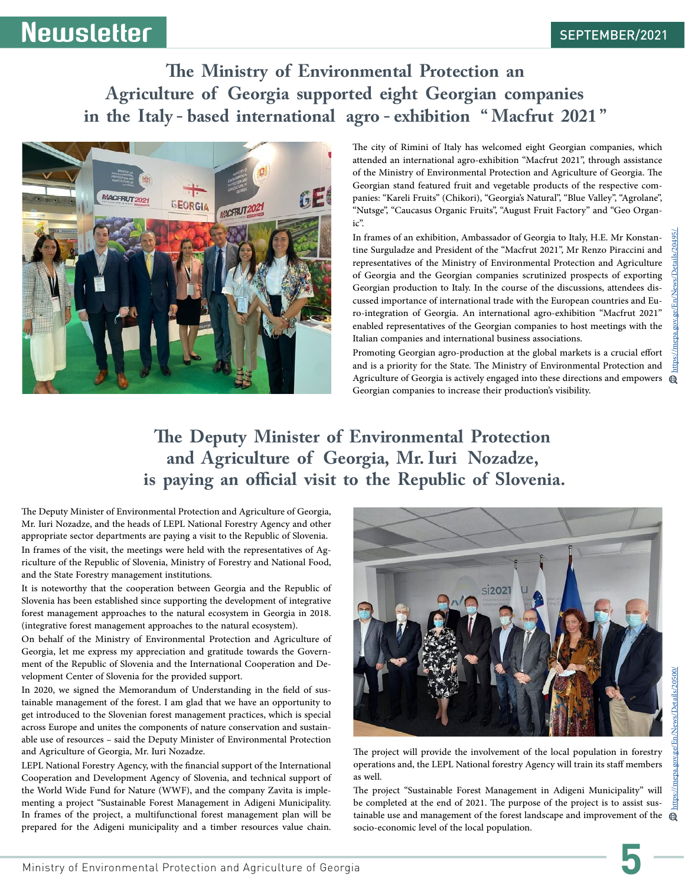## The Ministry of Environmental Protection an Agriculture of Georgia supported eight Georgian companies in the Italy - based international agro - exhibition "Macfrut 2021"

The city of Rimini of Italy has welcomed eight Georgian companies, which attended an international agro-exhibition "Macfrut 2021", through assistance of the Ministry of Environmental Protection and Agriculture of Georgia. The Georgian stand featured fruit and vegetable products of the respective companies: "Kareli Fruits" (Chikori), "Georgia's Natural", "Blue Valley", "Agrolane", "Nutsge", "Caucasus Organic Fruits", "August Fruit Factory" and "Geo Organic".

In frames of an exhibition, Ambassador of Georgia to Italy, H.E. Mr Konstantine Surguladze and President of the "Macfrut 2021", Mr Renzo Piraccini and representatives of the Ministry of Environmental Protection and Agriculture of Georgia and the Georgian companies scrutinized prospects of exporting Georgian production to Italy. In the course of the discussions, attendees discussed importance of international trade with the European countries and Euro-integration of Georgia. An international agro-exhibition "Macfrut 2021" enabled representatives of the Georgian companies to host meetings with the Italian companies and international business associations.

Promoting Georgian agro-production at the global markets is a crucial effort and is a priority for the State. The Ministry of Environmental Protection and Agriculture of Georgia is actively engaged into these directions and empowers Georgian companies to increase their production's visibility.

https://mepa.gov.ge/En/News/Details/20495/

## The Deputy Minister of Environmental Protection and Agriculture of Georgia, Mr. Iuri Nozadze, is paying an official visit to the Republic of Slovenia.

The Deputy Minister of Environmental Protection and Agriculture of Georgia, Mr. Iuri Nozadze, and the heads of LEPL National Forestry Agency and other appropriate sector departments are paying a visit to the Republic of Slovenia.

In frames of the visit, the meetings were held with the representatives of Agriculture of the Republic of Slovenia, Ministry of Forestry and National Food, and the State Forestry management institutions.

It is noteworthy that the cooperation between Georgia and the Republic of Slovenia has been established since supporting the development of integrative forest management approaches to the natural ecosystem in Georgia in 2018. (integrative forest management approaches to the natural ecosystem).

On behalf of the Ministry of Environmental Protection and Agriculture of Georgia, let me express my appreciation and gratitude towards the Government of the Republic of Slovenia and the International Cooperation and Development Center of Slovenia for the provided support.

In 2020, we signed the Memorandum of Understanding in the field of sustainable management of the forest. I am glad that we have an opportunity to get introduced to the Slovenian forest management practices, which is special across Europe and unites the components of nature conservation and sustainable use of resources – said the Deputy Minister of Environmental Protection and Agriculture of Georgia, Mr. Iuri Nozadze.

LEPL National Forestry Agency, with the financial support of the International Cooperation and Development Agency of Slovenia, and technical support of the World Wide Fund for Nature (WWF), and the company Zavita is implementing a project "Sustainable Forest Management in Adigeni Municipality. In frames of the project, a multifunctional forest management plan will be prepared for the Adigeni municipality and a timber resources value chain.

The project will provide the involvement of the local population in forestry operations and, the LEPL National forestry Agency will train its staff members as well.

The project "Sustainable Forest Management in Adigeni Municipality" will be completed at the end of 2021. The purpose of the project is to assist sustainable use and management of the forest landscape and improvement of the socio-economic level of the local population.

https://mepa.gov.ge/En/News/Details/20500/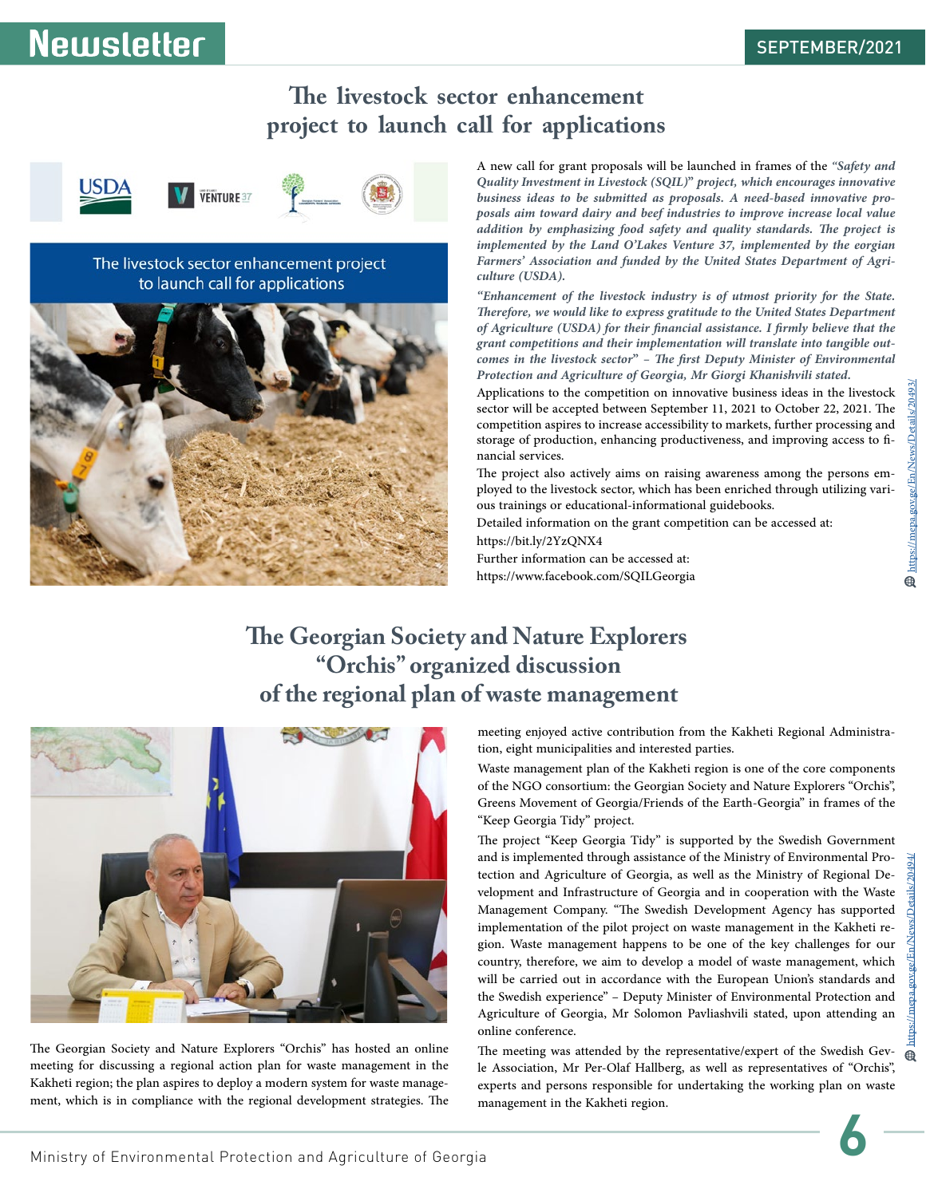# The livestock sector enhancement project to launch call for applications

The livestock sector enhancement project to launch call for applications

A new call for grant proposals will be launched in frames of the *"Safety and Quality Investment in Livestock (SQIL)" project, which encourages innovative business ideas to be submitted as proposals. A need-based innovative proposals aim toward dairy and beef industries to improve increase local value addition by emphasizing food safety and quality standards. The project is implemented by the Land O'Lakes Venture 37, implemented by the eorgian Farmers' Association and funded by the United States Department of Agriculture (USDA).*

*"Enhancement of the livestock industry is of utmost priority for the State. Therefore, we would like to express gratitude to the United States Department of Agriculture (USDA) for their financial assistance. I firmly believe that the grant competitions and their implementation will translate into tangible outcomes in the livestock sector" – The first Deputy Minister of Environmental Protection and Agriculture of Georgia, Mr Giorgi Khanishvili stated.*

Applications to the competition on innovative business ideas in the livestock sector will be accepted between September 11, 2021 to October 22, 2021. The competition aspires to increase accessibility to markets, further processing and storage of production, enhancing productiveness, and improving access to financial services.

The project also actively aims on raising awareness among the persons employed to the livestock sector, which has been enriched through utilizing various trainings or educational-informational guidebooks.

Detailed information on the grant competition can be accessed at:

https://bit.ly/2YzQNX4

Further information can be accessed at:

https://www.facebook.com/SQILGeorgia

https://mepa.gov.ge/En/News/Details/20493/

# The Georgian Society and Nature Explorers "Orchis" organized discussion of the regional plan of waste management

The Georgian Society and Nature Explorers "Orchis" has hosted an online meeting for discussing a regional action plan for waste management in the Kakheti region; the plan aspires to deploy a modern system for waste management, which is in compliance with the regional development strategies. The meeting enjoyed active contribution from the Kakheti Regional Administration, eight municipalities and interested parties.

Waste management plan of the Kakheti region is one of the core components of the NGO consortium: the Georgian Society and Nature Explorers "Orchis", Greens Movement of Georgia/Friends of the Earth-Georgia" in frames of the "Keep Georgia Tidy" project.

The project "Keep Georgia Tidy" is supported by the Swedish Government and is implemented through assistance of the Ministry of Environmental Protection and Agriculture of Georgia, as well as the Ministry of Regional Development and Infrastructure of Georgia and in cooperation with the Waste Management Company. "The Swedish Development Agency has supported implementation of the pilot project on waste management in the Kakheti region. Waste management happens to be one of the key challenges for our country, therefore, we aim to develop a model of waste management, which will be carried out in accordance with the European Union's standards and the Swedish experience" – Deputy Minister of Environmental Protection and Agriculture of Georgia, Mr Solomon Pavliashvili stated, upon attending an online conference.

The meeting was attended by the representative/expert of the Swedish Gevle Association, Mr Per-Olaf Hallberg, as well as representatives of "Orchis", experts and persons responsible for undertaking the working plan on waste management in the Kakheti region.

https://mepa.gov.ge/En/News/Details/20494/